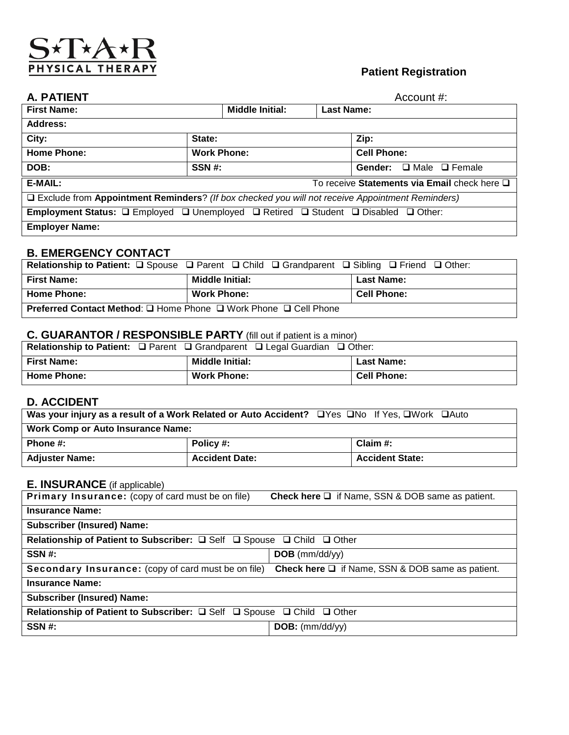**S★T★A★R**
**PHYSICAL THERAPY**

## Patient Registration

### A. PATIENT

Account #:

| First Name: | Middle Initial: | Last Name: |
|---|---|---|
| **Address:** | | |
| **City:** | **State:** | **Zip:** |
| **Home Phone:** | **Work Phone:** | **Cell Phone:** |
| **DOB:** | **SSN #:** | **Gender:** ❑ Male ❑ Female |
| **E-MAIL:** | | To receive **Statements via Email** check here ❑ |
| ❑ Exclude from **Appointment Reminders**? *(If box checked you will not receive Appointment Reminders)* | | |
| **Employment Status:** ❑ Employed ❑ Unemployed ❑ Retired ❑ Student ❑ Disabled ❑ Other: | | |
| **Employer Name:** | | |

### B. EMERGENCY CONTACT

| Relationship to Patient: ❑ Spouse ❑ Parent ❑ Child ❑ Grandparent ❑ Sibling ❑ Friend ❑ Other: | | |
|---|---|---|
| **First Name:** | **Middle Initial:** | **Last Name:** |
| **Home Phone:** | **Work Phone:** | **Cell Phone:** |
| **Preferred Contact Method**: ❑ Home Phone ❑ Work Phone ❑ Cell Phone | | |

### C. GUARANTOR / RESPONSIBLE PARTY (fill out if patient is a minor)

| Relationship to Patient: ❑ Parent ❑ Grandparent ❑ Legal Guardian ❑ Other: | | |
|---|---|---|
| **First Name:** | **Middle Initial:** | **Last Name:** |
| **Home Phone:** | **Work Phone:** | **Cell Phone:** |

### D. ACCIDENT

| Was your injury as a result of a Work Related or Auto Accident? ❑Yes ❑No If Yes, ❑Work ❑Auto | | |
|---|---|---|
| **Work Comp or Auto Insurance Name:** | | |
| **Phone #:** | **Policy #:** | **Claim #:** |
| **Adjuster Name:** | **Accident Date:** | **Accident State:** |

### E. INSURANCE (if applicable)

| Primary Insurance: (copy of card must be on file) | Check here ❑ if Name, SSN & DOB same as patient. |
|---|---|
| **Insurance Name:** | |
| **Subscriber (Insured) Name:** | |
| **Relationship of Patient to Subscriber:** ❑ Self ❑ Spouse ❑ Child ❑ Other | |
| **SSN #:** | **DOB** (mm/dd/yy) |
| **Secondary Insurance:** (copy of card must be on file) | **Check here** ❑ if Name, SSN & DOB same as patient. |
| **Insurance Name:** | |
| **Subscriber (Insured) Name:** | |
| **Relationship of Patient to Subscriber:** ❑ Self ❑ Spouse ❑ Child ❑ Other | |
| **SSN #:** | **DOB:** (mm/dd/yy) |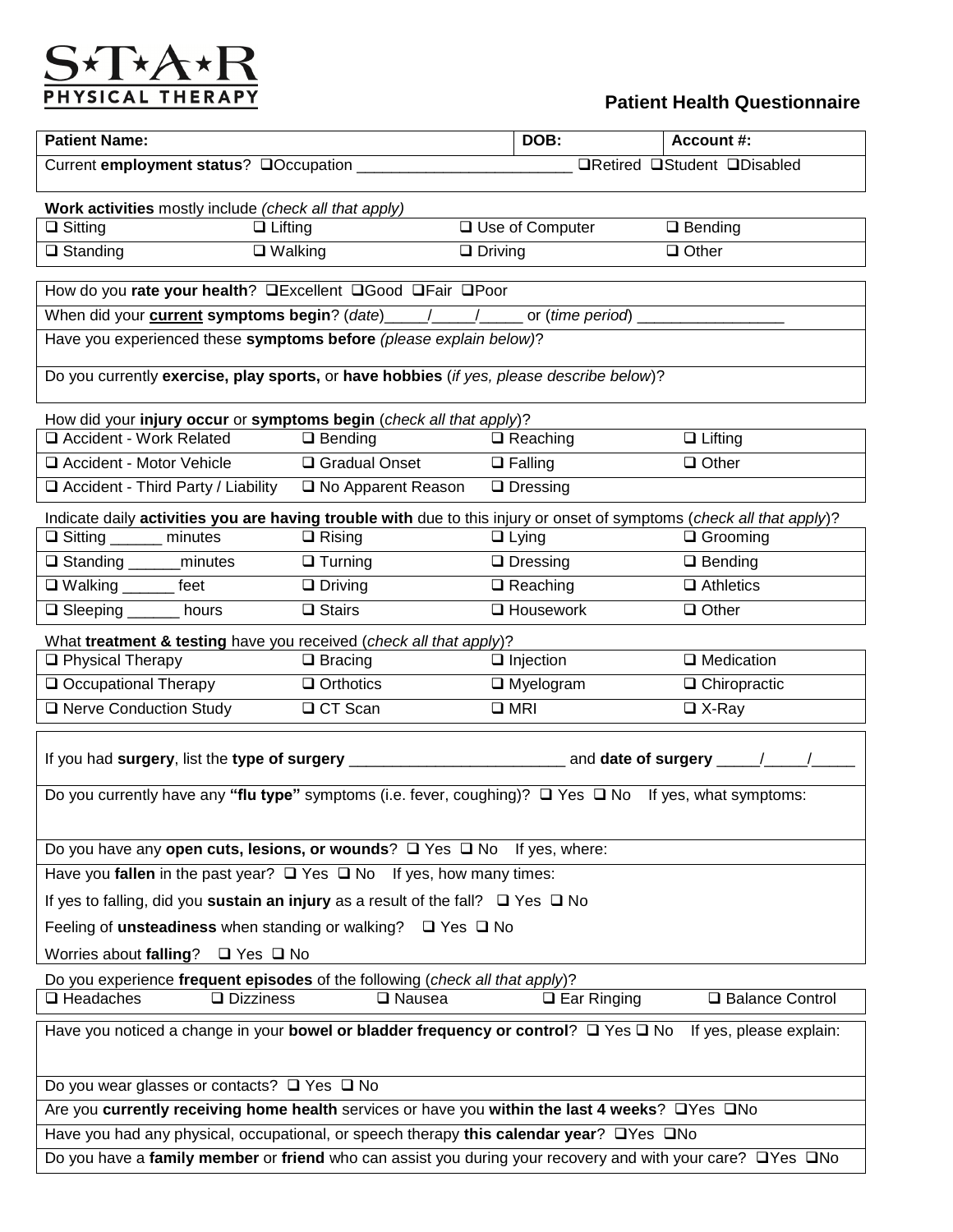# S★T★A★R PHYSICAL THERAPY

## Patient Health Questionnaire

| **Patient Name:** | **DOB:** | **Account #:** |
|---|---|---|
| Current **employment status**? ❑Occupation ________________________ ❑Retired ❑Student ❑Disabled | | |

**Work activities** mostly include *(check all that apply)*

| | | | |
|---|---|---|---|
| ❑ Sitting | ❑ Lifting | ❑ Use of Computer | ❑ Bending |
| ❑ Standing | ❑ Walking | ❑ Driving | ❑ Other |

How do you **rate your health**? ❑Excellent ❑Good ❑Fair ❑Poor

When did your **current symptoms begin**? (*date*)_____/_____/_____ or (*time period*) _________________

Have you experienced these **symptoms before** *(please explain below)*?

Do you currently **exercise, play sports,** or **have hobbies** (*if yes, please describe below*)?

How did your **injury occur** or **symptoms begin** (*check all that apply*)?

| | | | |
|---|---|---|---|
| ❑ Accident - Work Related | ❑ Bending | ❑ Reaching | ❑ Lifting |
| ❑ Accident - Motor Vehicle | ❑ Gradual Onset | ❑ Falling | ❑ Other |
| ❑ Accident - Third Party / Liability | ❑ No Apparent Reason | ❑ Dressing | |

Indicate daily **activities you are having trouble with** due to this injury or onset of symptoms (*check all that apply*)?

| | | | |
|---|---|---|---|
| ❑ Sitting ______ minutes | ❑ Rising | ❑ Lying | ❑ Grooming |
| ❑ Standing ______minutes | ❑ Turning | ❑ Dressing | ❑ Bending |
| ❑ Walking ______ feet | ❑ Driving | ❑ Reaching | ❑ Athletics |
| ❑ Sleeping ______ hours | ❑ Stairs | ❑ Housework | ❑ Other |

What **treatment & testing** have you received (*check all that apply*)?

| | | | |
|---|---|---|---|
| ❑ Physical Therapy | ❑ Bracing | ❑ Injection | ❑ Medication |
| ❑ Occupational Therapy | ❑ Orthotics | ❑ Myelogram | ❑ Chiropractic |
| ❑ Nerve Conduction Study | ❑ CT Scan | ❑ MRI | ❑ X-Ray |

If you had **surgery**, list the **type of surgery** _________________________ and **date of surgery** _____/_____/_____

Do you currently have any **"flu type"** symptoms (i.e. fever, coughing)? ❑ Yes ❑ No If yes, what symptoms:

Do you have any **open cuts, lesions, or wounds**? ❑ Yes ❑ No If yes, where:

Have you **fallen** in the past year? ❑ Yes ❑ No If yes, how many times:

If yes to falling, did you **sustain an injury** as a result of the fall? ❑ Yes ❑ No

Feeling of **unsteadiness** when standing or walking? ❑ Yes ❑ No

Worries about **falling**? ❑ Yes ❑ No

Do you experience **frequent episodes** of the following (*check all that apply*)?

| | | | | |
|---|---|---|---|---|
| ❑ Headaches | ❑ Dizziness | ❑ Nausea | ❑ Ear Ringing | ❑ Balance Control |

Have you noticed a change in your **bowel or bladder frequency or control**? ❑ Yes ❑ No If yes, please explain:

Do you wear glasses or contacts? ❑ Yes ❑ No

Are you **currently receiving home health** services or have you **within the last 4 weeks**? ❑Yes ❑No

Have you had any physical, occupational, or speech therapy **this calendar year**? ❑Yes ❑No

Do you have a **family member** or **friend** who can assist you during your recovery and with your care? ❑Yes ❑No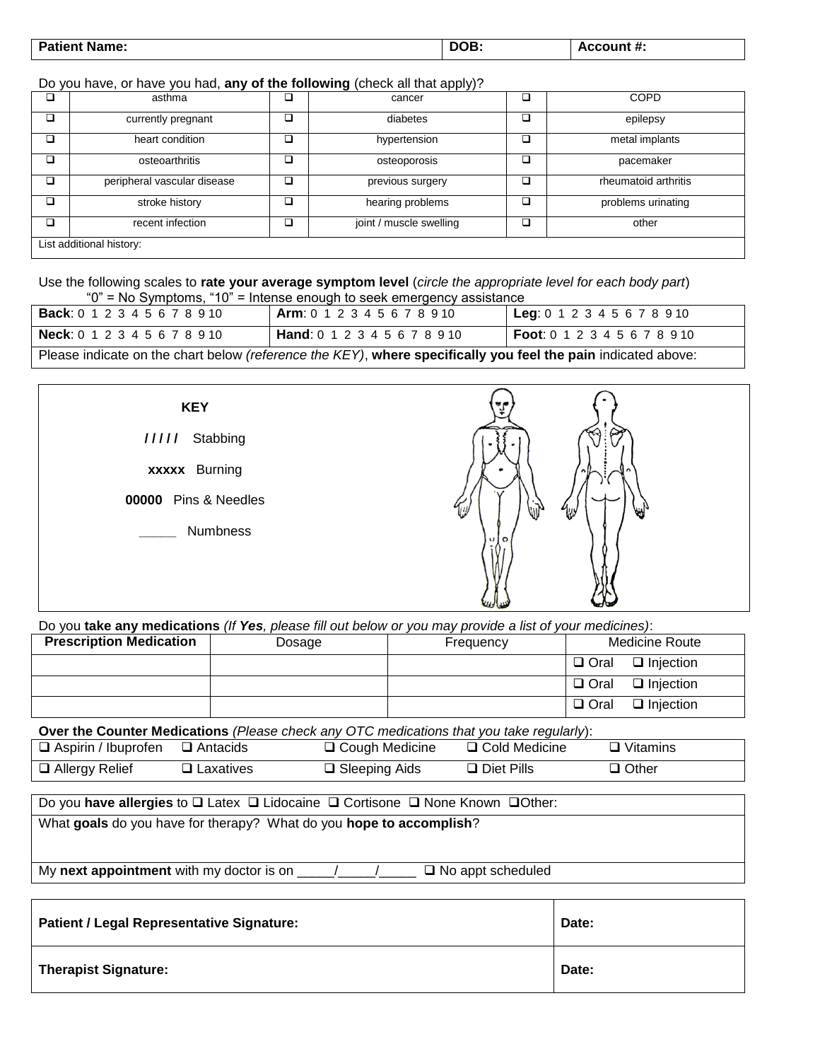| Patient Name: | DOB: | Account #: |
|---|---|---|

Do you have, or have you had, **any of the following** (check all that apply)?

| | | | | | |
|---|---|---|---|---|---|
| ❑ | asthma | ❑ | cancer | ❑ | COPD |
| ❑ | currently pregnant | ❑ | diabetes | ❑ | epilepsy |
| ❑ | heart condition | ❑ | hypertension | ❑ | metal implants |
| ❑ | osteoarthritis | ❑ | osteoporosis | ❑ | pacemaker |
| ❑ | peripheral vascular disease | ❑ | previous surgery | ❑ | rheumatoid arthritis |
| ❑ | stroke history | ❑ | hearing problems | ❑ | problems urinating |
| ❑ | recent infection | ❑ | joint / muscle swelling | ❑ | other |
| List additional history: | | | | | |

Use the following scales to **rate your average symptom level** (*circle the appropriate level for each body part*)
"0" = No Symptoms, "10" = Intense enough to seek emergency assistance

| | | |
|---|---|---|
| **Back**: 0 1 2 3 4 5 6 7 8 9 10 | **Arm**: 0 1 2 3 4 5 6 7 8 9 10 | **Leg**: 0 1 2 3 4 5 6 7 8 9 10 |
| **Neck**: 0 1 2 3 4 5 6 7 8 9 10 | **Hand**: 0 1 2 3 4 5 6 7 8 9 10 | **Foot**: 0 1 2 3 4 5 6 7 8 9 10 |
| Please indicate on the chart below *(reference the KEY)*, **where specifically you feel the pain** indicated above: | | |

**KEY**

**/ / / / /** Stabbing

**xxxxx** Burning

**00000** Pins & Needles

_____ Numbness

Do you **take any medications** *(If **Yes**, please fill out below or you may provide a list of your medicines)*:

| Prescription Medication | Dosage | Frequency | Medicine Route |
|---|---|---|---|
| | | | ❑ Oral ❑ Injection |
| | | | ❑ Oral ❑ Injection |
| | | | ❑ Oral ❑ Injection |

**Over the Counter Medications** *(Please check any OTC medications that you take regularly)*:

| | | | | |
|---|---|---|---|---|
| ❑ Aspirin / Ibuprofen | ❑ Antacids | ❑ Cough Medicine | ❑ Cold Medicine | ❑ Vitamins |
| ❑ Allergy Relief | ❑ Laxatives | ❑ Sleeping Aids | ❑ Diet Pills | ❑ Other |

Do you **have allergies** to ❑ Latex ❑ Lidocaine ❑ Cortisone ❑ None Known ❑Other:

What **goals** do you have for therapy? What do you **hope to accomplish**?

My **next appointment** with my doctor is on _____/_____/_____ ❑ No appt scheduled

| | |
|---|---|
| **Patient / Legal Representative Signature:** | **Date:** |
| **Therapist Signature:** | **Date:** |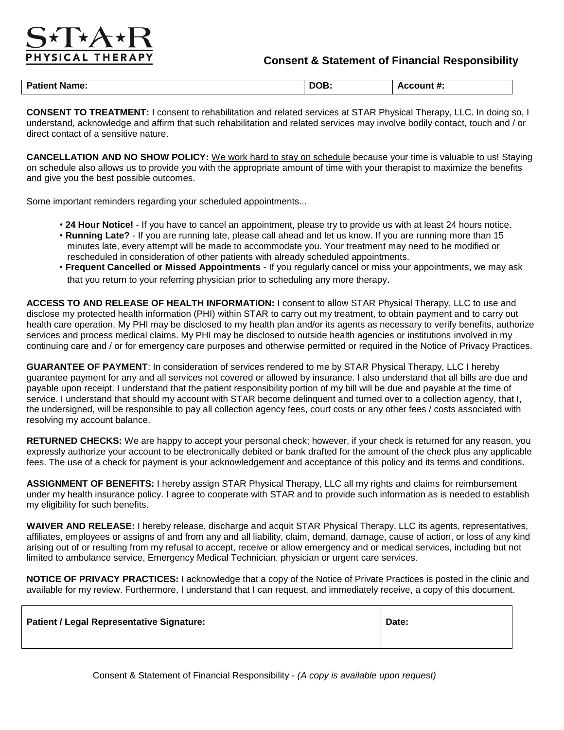# S★T★A★R PHYSICAL THERAPY

## Consent & Statement of Financial Responsibility

| Patient Name: | DOB: | Account #: |
|---|---|---|

**CONSENT TO TREATMENT:** I consent to rehabilitation and related services at STAR Physical Therapy, LLC. In doing so, I understand, acknowledge and affirm that such rehabilitation and related services may involve bodily contact, touch and / or direct contact of a sensitive nature.

**CANCELLATION AND NO SHOW POLICY:** We work hard to stay on schedule because your time is valuable to us! Staying on schedule also allows us to provide you with the appropriate amount of time with your therapist to maximize the benefits and give you the best possible outcomes.

Some important reminders regarding your scheduled appointments...

- **24 Hour Notice!** - If you have to cancel an appointment, please try to provide us with at least 24 hours notice.
- **Running Late?** - If you are running late, please call ahead and let us know. If you are running more than 15 minutes late, every attempt will be made to accommodate you. Your treatment may need to be modified or rescheduled in consideration of other patients with already scheduled appointments.
- **Frequent Cancelled or Missed Appointments** - If you regularly cancel or miss your appointments, we may ask that you return to your referring physician prior to scheduling any more therapy.

**ACCESS TO AND RELEASE OF HEALTH INFORMATION:** I consent to allow STAR Physical Therapy, LLC to use and disclose my protected health information (PHI) within STAR to carry out my treatment, to obtain payment and to carry out health care operation. My PHI may be disclosed to my health plan and/or its agents as necessary to verify benefits, authorize services and process medical claims. My PHI may be disclosed to outside health agencies or institutions involved in my continuing care and / or for emergency care purposes and otherwise permitted or required in the Notice of Privacy Practices.

**GUARANTEE OF PAYMENT**: In consideration of services rendered to me by STAR Physical Therapy, LLC I hereby guarantee payment for any and all services not covered or allowed by insurance. I also understand that all bills are due and payable upon receipt. I understand that the patient responsibility portion of my bill will be due and payable at the time of service. I understand that should my account with STAR become delinquent and turned over to a collection agency, that I, the undersigned, will be responsible to pay all collection agency fees, court costs or any other fees / costs associated with resolving my account balance.

**RETURNED CHECKS:** We are happy to accept your personal check; however, if your check is returned for any reason, you expressly authorize your account to be electronically debited or bank drafted for the amount of the check plus any applicable fees. The use of a check for payment is your acknowledgement and acceptance of this policy and its terms and conditions.

**ASSIGNMENT OF BENEFITS:** I hereby assign STAR Physical Therapy, LLC all my rights and claims for reimbursement under my health insurance policy. I agree to cooperate with STAR and to provide such information as is needed to establish my eligibility for such benefits.

**WAIVER AND RELEASE:** I hereby release, discharge and acquit STAR Physical Therapy, LLC its agents, representatives, affiliates, employees or assigns of and from any and all liability, claim, demand, damage, cause of action, or loss of any kind arising out of or resulting from my refusal to accept, receive or allow emergency and or medical services, including but not limited to ambulance service, Emergency Medical Technician, physician or urgent care services.

**NOTICE OF PRIVACY PRACTICES:** I acknowledge that a copy of the Notice of Private Practices is posted in the clinic and available for my review. Furthermore, I understand that I can request, and immediately receive, a copy of this document.

| Patient / Legal Representative Signature: | Date: |
|---|---|

Consent & Statement of Financial Responsibility - *(A copy is available upon request)*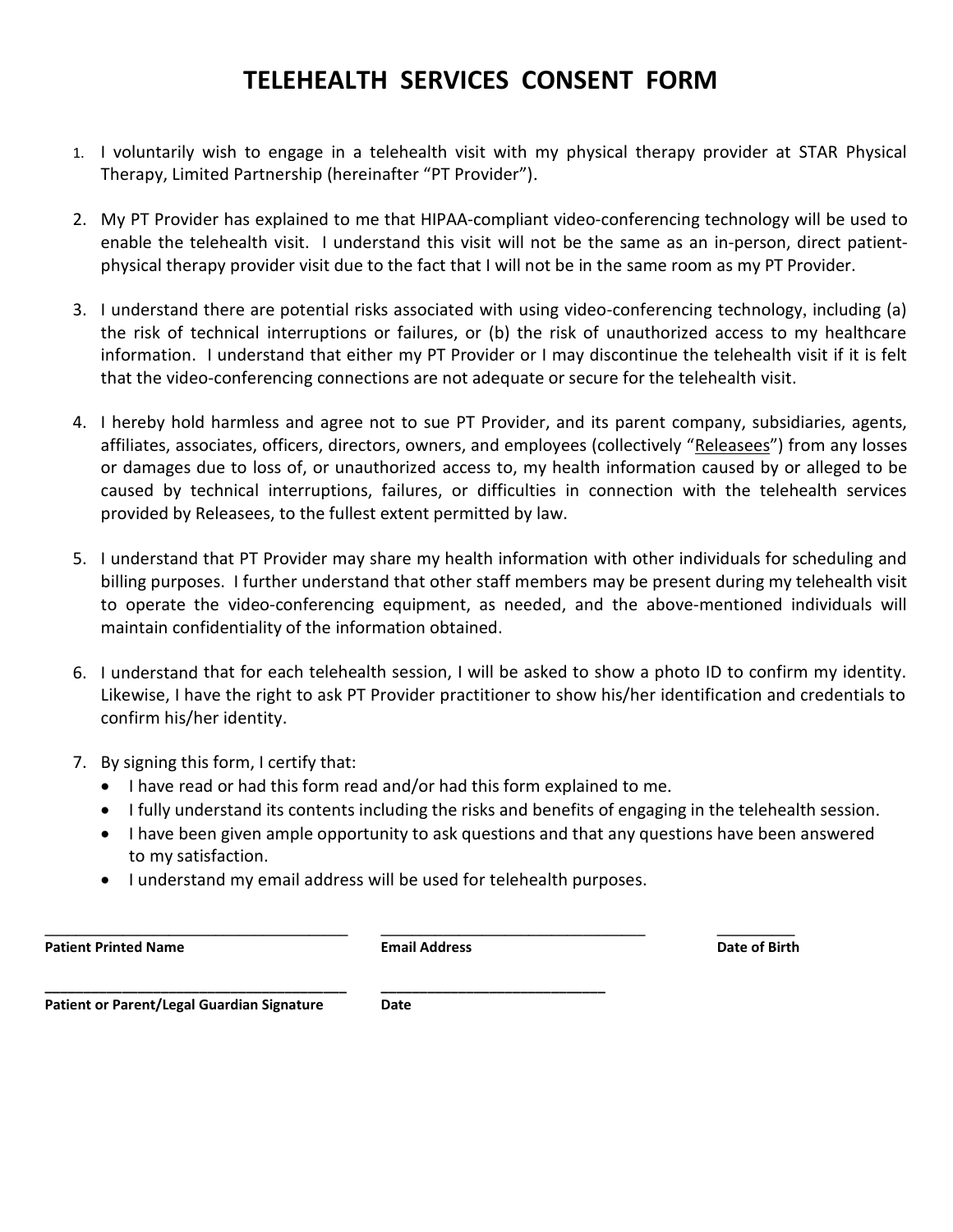# TELEHEALTH SERVICES CONSENT FORM

1. I voluntarily wish to engage in a telehealth visit with my physical therapy provider at STAR Physical Therapy, Limited Partnership (hereinafter "PT Provider").

2. My PT Provider has explained to me that HIPAA-compliant video-conferencing technology will be used to enable the telehealth visit. I understand this visit will not be the same as an in-person, direct patient-physical therapy provider visit due to the fact that I will not be in the same room as my PT Provider.

3. I understand there are potential risks associated with using video-conferencing technology, including (a) the risk of technical interruptions or failures, or (b) the risk of unauthorized access to my healthcare information. I understand that either my PT Provider or I may discontinue the telehealth visit if it is felt that the video-conferencing connections are not adequate or secure for the telehealth visit.

4. I hereby hold harmless and agree not to sue PT Provider, and its parent company, subsidiaries, agents, affiliates, associates, officers, directors, owners, and employees (collectively "Releasees") from any losses or damages due to loss of, or unauthorized access to, my health information caused by or alleged to be caused by technical interruptions, failures, or difficulties in connection with the telehealth services provided by Releasees, to the fullest extent permitted by law.

5. I understand that PT Provider may share my health information with other individuals for scheduling and billing purposes. I further understand that other staff members may be present during my telehealth visit to operate the video-conferencing equipment, as needed, and the above-mentioned individuals will maintain confidentiality of the information obtained.

6. I understand that for each telehealth session, I will be asked to show a photo ID to confirm my identity. Likewise, I have the right to ask PT Provider practitioner to show his/her identification and credentials to confirm his/her identity.

7. By signing this form, I certify that:
   - I have read or had this form read and/or had this form explained to me.
   - I fully understand its contents including the risks and benefits of engaging in the telehealth session.
   - I have been given ample opportunity to ask questions and that any questions have been answered to my satisfaction.
   - I understand my email address will be used for telehealth purposes.

\_\_\_\_\_\_\_\_\_\_\_\_\_\_\_\_\_\_\_\_\_\_\_\_\_\_\_\_\_\_\_\_\_\_\_\_ \_\_\_\_\_\_\_\_\_\_\_\_\_\_\_\_\_\_\_\_\_\_\_\_\_\_\_\_\_\_\_\_\_\_ \_\_\_\_\_\_\_\_\_\_\_

**Patient Printed Name** **Email Address** **Date of Birth**

\_\_\_\_\_\_\_\_\_\_\_\_\_\_\_\_\_\_\_\_\_\_\_\_\_\_\_\_\_\_\_\_\_\_\_\_ \_\_\_\_\_\_\_\_\_\_\_\_\_\_\_\_\_\_\_\_\_\_\_\_\_\_\_\_\_\_

**Patient or Parent/Legal Guardian Signature** **Date**